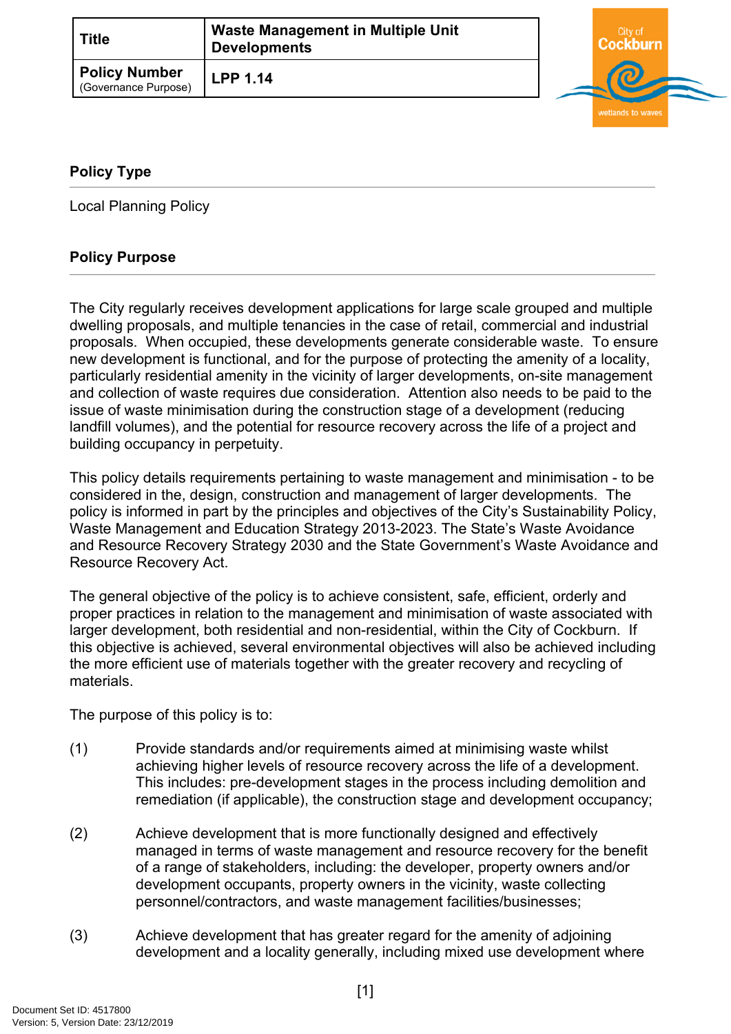| Title | Waste Management in Multiple Unit Developments |
| --- | --- |
| **Policy Number** (Governance Purpose) | **LPP 1.14** |

## Policy Type

Local Planning Policy

## Policy Purpose

The City regularly receives development applications for large scale grouped and multiple dwelling proposals, and multiple tenancies in the case of retail, commercial and industrial proposals. When occupied, these developments generate considerable waste. To ensure new development is functional, and for the purpose of protecting the amenity of a locality, particularly residential amenity in the vicinity of larger developments, on-site management and collection of waste requires due consideration. Attention also needs to be paid to the issue of waste minimisation during the construction stage of a development (reducing landfill volumes), and the potential for resource recovery across the life of a project and building occupancy in perpetuity.

This policy details requirements pertaining to waste management and minimisation - to be considered in the, design, construction and management of larger developments. The policy is informed in part by the principles and objectives of the City's Sustainability Policy, Waste Management and Education Strategy 2013-2023. The State's Waste Avoidance and Resource Recovery Strategy 2030 and the State Government's Waste Avoidance and Resource Recovery Act.

The general objective of the policy is to achieve consistent, safe, efficient, orderly and proper practices in relation to the management and minimisation of waste associated with larger development, both residential and non-residential, within the City of Cockburn. If this objective is achieved, several environmental objectives will also be achieved including the more efficient use of materials together with the greater recovery and recycling of materials.

The purpose of this policy is to:

(1) Provide standards and/or requirements aimed at minimising waste whilst achieving higher levels of resource recovery across the life of a development. This includes: pre-development stages in the process including demolition and remediation (if applicable), the construction stage and development occupancy;

(2) Achieve development that is more functionally designed and effectively managed in terms of waste management and resource recovery for the benefit of a range of stakeholders, including: the developer, property owners and/or development occupants, property owners in the vicinity, waste collecting personnel/contractors, and waste management facilities/businesses;

(3) Achieve development that has greater regard for the amenity of adjoining development and a locality generally, including mixed use development where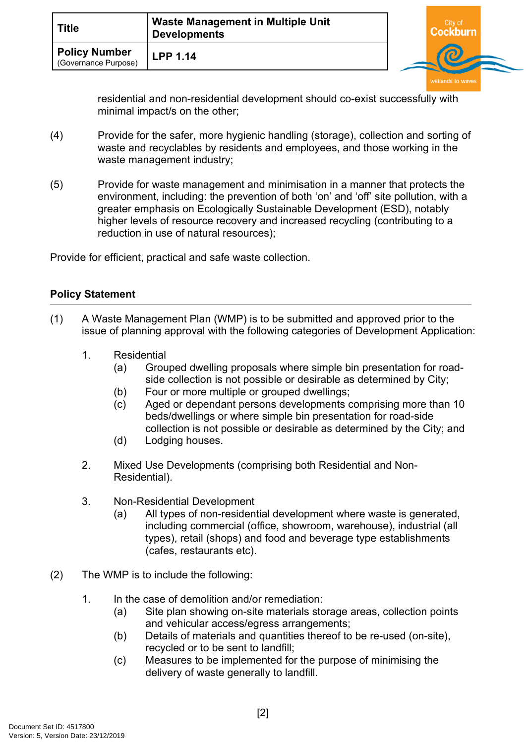residential and non-residential development should co-exist successfully with minimal impact/s on the other;

(4) Provide for the safer, more hygienic handling (storage), collection and sorting of waste and recyclables by residents and employees, and those working in the waste management industry;

(5) Provide for waste management and minimisation in a manner that protects the environment, including: the prevention of both 'on' and 'off' site pollution, with a greater emphasis on Ecologically Sustainable Development (ESD), notably higher levels of resource recovery and increased recycling (contributing to a reduction in use of natural resources);

Provide for efficient, practical and safe waste collection.

## Policy Statement

(1) A Waste Management Plan (WMP) is to be submitted and approved prior to the issue of planning approval with the following categories of Development Application:

1. Residential
   (a) Grouped dwelling proposals where simple bin presentation for road-side collection is not possible or desirable as determined by City;
   (b) Four or more multiple or grouped dwellings;
   (c) Aged or dependant persons developments comprising more than 10 beds/dwellings or where simple bin presentation for road-side collection is not possible or desirable as determined by the City; and
   (d) Lodging houses.

2. Mixed Use Developments (comprising both Residential and Non-Residential).

3. Non-Residential Development
   (a) All types of non-residential development where waste is generated, including commercial (office, showroom, warehouse), industrial (all types), retail (shops) and food and beverage type establishments (cafes, restaurants etc).

(2) The WMP is to include the following:

1. In the case of demolition and/or remediation:
   (a) Site plan showing on-site materials storage areas, collection points and vehicular access/egress arrangements;
   (b) Details of materials and quantities thereof to be re-used (on-site), recycled or to be sent to landfill;
   (c) Measures to be implemented for the purpose of minimising the delivery of waste generally to landfill.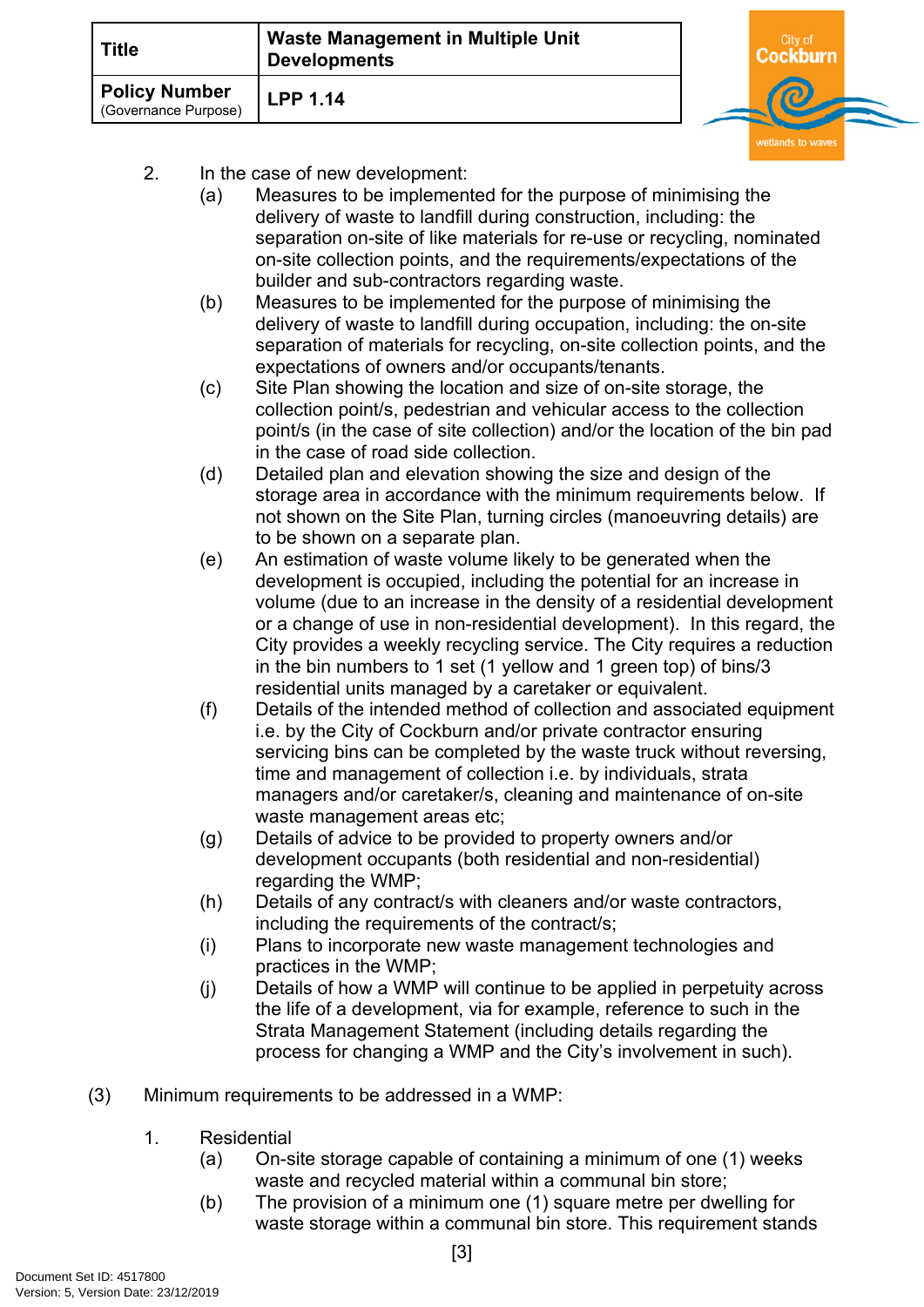2. In the case of new development:
   (a) Measures to be implemented for the purpose of minimising the delivery of waste to landfill during construction, including: the separation on-site of like materials for re-use or recycling, nominated on-site collection points, and the requirements/expectations of the builder and sub-contractors regarding waste.
   (b) Measures to be implemented for the purpose of minimising the delivery of waste to landfill during occupation, including: the on-site separation of materials for recycling, on-site collection points, and the expectations of owners and/or occupants/tenants.
   (c) Site Plan showing the location and size of on-site storage, the collection point/s, pedestrian and vehicular access to the collection point/s (in the case of site collection) and/or the location of the bin pad in the case of road side collection.
   (d) Detailed plan and elevation showing the size and design of the storage area in accordance with the minimum requirements below. If not shown on the Site Plan, turning circles (manoeuvring details) are to be shown on a separate plan.
   (e) An estimation of waste volume likely to be generated when the development is occupied, including the potential for an increase in volume (due to an increase in the density of a residential development or a change of use in non-residential development). In this regard, the City provides a weekly recycling service. The City requires a reduction in the bin numbers to 1 set (1 yellow and 1 green top) of bins/3 residential units managed by a caretaker or equivalent.
   (f) Details of the intended method of collection and associated equipment i.e. by the City of Cockburn and/or private contractor ensuring servicing bins can be completed by the waste truck without reversing, time and management of collection i.e. by individuals, strata managers and/or caretaker/s, cleaning and maintenance of on-site waste management areas etc;
   (g) Details of advice to be provided to property owners and/or development occupants (both residential and non-residential) regarding the WMP;
   (h) Details of any contract/s with cleaners and/or waste contractors, including the requirements of the contract/s;
   (i) Plans to incorporate new waste management technologies and practices in the WMP;
   (j) Details of how a WMP will continue to be applied in perpetuity across the life of a development, via for example, reference to such in the Strata Management Statement (including details regarding the process for changing a WMP and the City's involvement in such).

(3) Minimum requirements to be addressed in a WMP:

1. Residential
   (a) On-site storage capable of containing a minimum of one (1) weeks waste and recycled material within a communal bin store;
   (b) The provision of a minimum one (1) square metre per dwelling for waste storage within a communal bin store. This requirement stands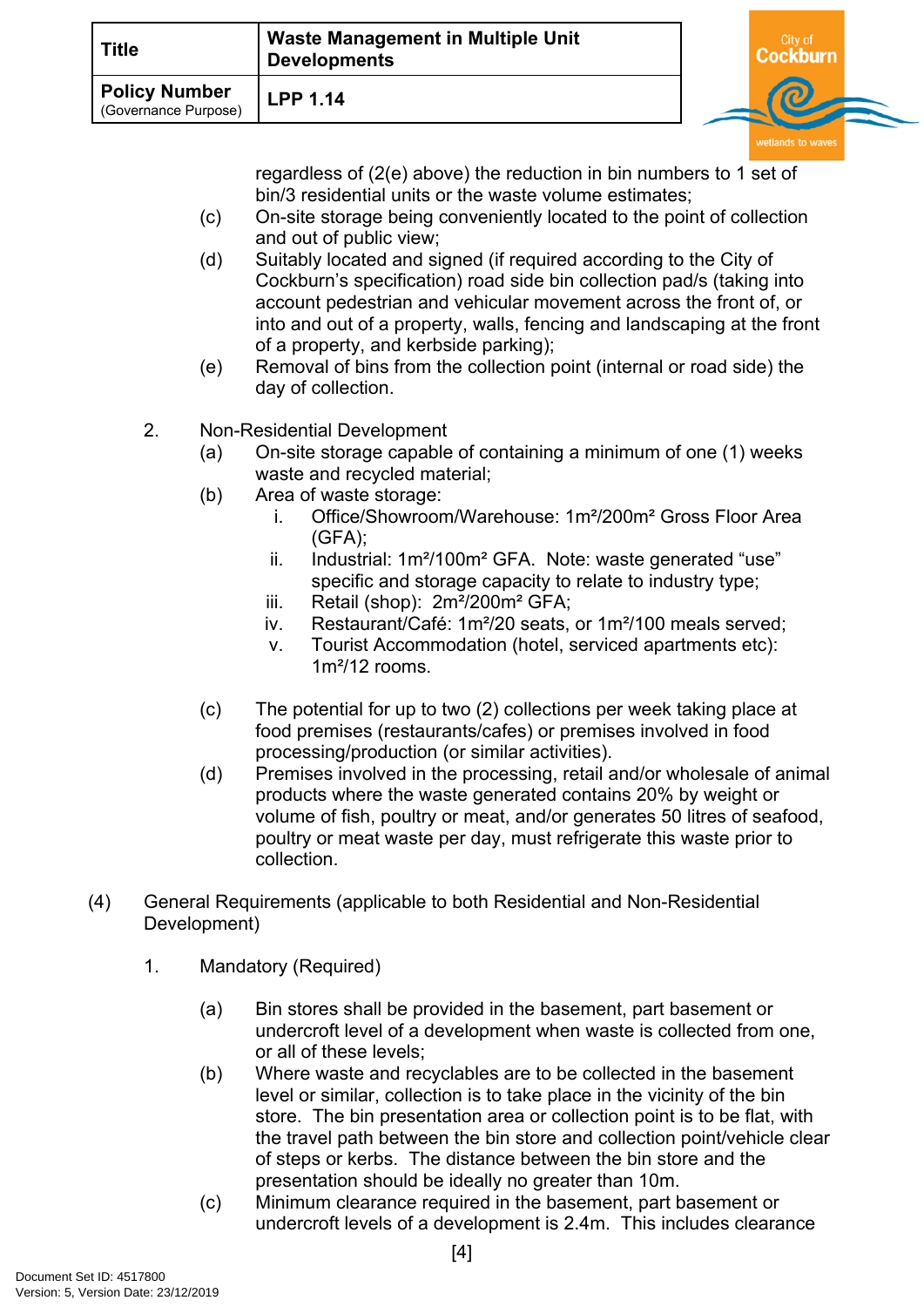regardless of (2(e) above) the reduction in bin numbers to 1 set of bin/3 residential units or the waste volume estimates;

(c) On-site storage being conveniently located to the point of collection and out of public view;

(d) Suitably located and signed (if required according to the City of Cockburn's specification) road side bin collection pad/s (taking into account pedestrian and vehicular movement across the front of, or into and out of a property, walls, fencing and landscaping at the front of a property, and kerbside parking);

(e) Removal of bins from the collection point (internal or road side) the day of collection.

2. Non-Residential Development

(a) On-site storage capable of containing a minimum of one (1) weeks waste and recycled material;

(b) Area of waste storage:

i. Office/Showroom/Warehouse: 1m²/200m² Gross Floor Area (GFA);

ii. Industrial: 1m²/100m² GFA. Note: waste generated "use" specific and storage capacity to relate to industry type;

iii. Retail (shop): 2m²/200m² GFA;

iv. Restaurant/Café: 1m²/20 seats, or 1m²/100 meals served;

v. Tourist Accommodation (hotel, serviced apartments etc): 1m²/12 rooms.

(c) The potential for up to two (2) collections per week taking place at food premises (restaurants/cafes) or premises involved in food processing/production (or similar activities).

(d) Premises involved in the processing, retail and/or wholesale of animal products where the waste generated contains 20% by weight or volume of fish, poultry or meat, and/or generates 50 litres of seafood, poultry or meat waste per day, must refrigerate this waste prior to collection.

(4) General Requirements (applicable to both Residential and Non-Residential Development)

1. Mandatory (Required)

(a) Bin stores shall be provided in the basement, part basement or undercroft level of a development when waste is collected from one, or all of these levels;

(b) Where waste and recyclables are to be collected in the basement level or similar, collection is to take place in the vicinity of the bin store. The bin presentation area or collection point is to be flat, with the travel path between the bin store and collection point/vehicle clear of steps or kerbs. The distance between the bin store and the presentation should be ideally no greater than 10m.

(c) Minimum clearance required in the basement, part basement or undercroft levels of a development is 2.4m. This includes clearance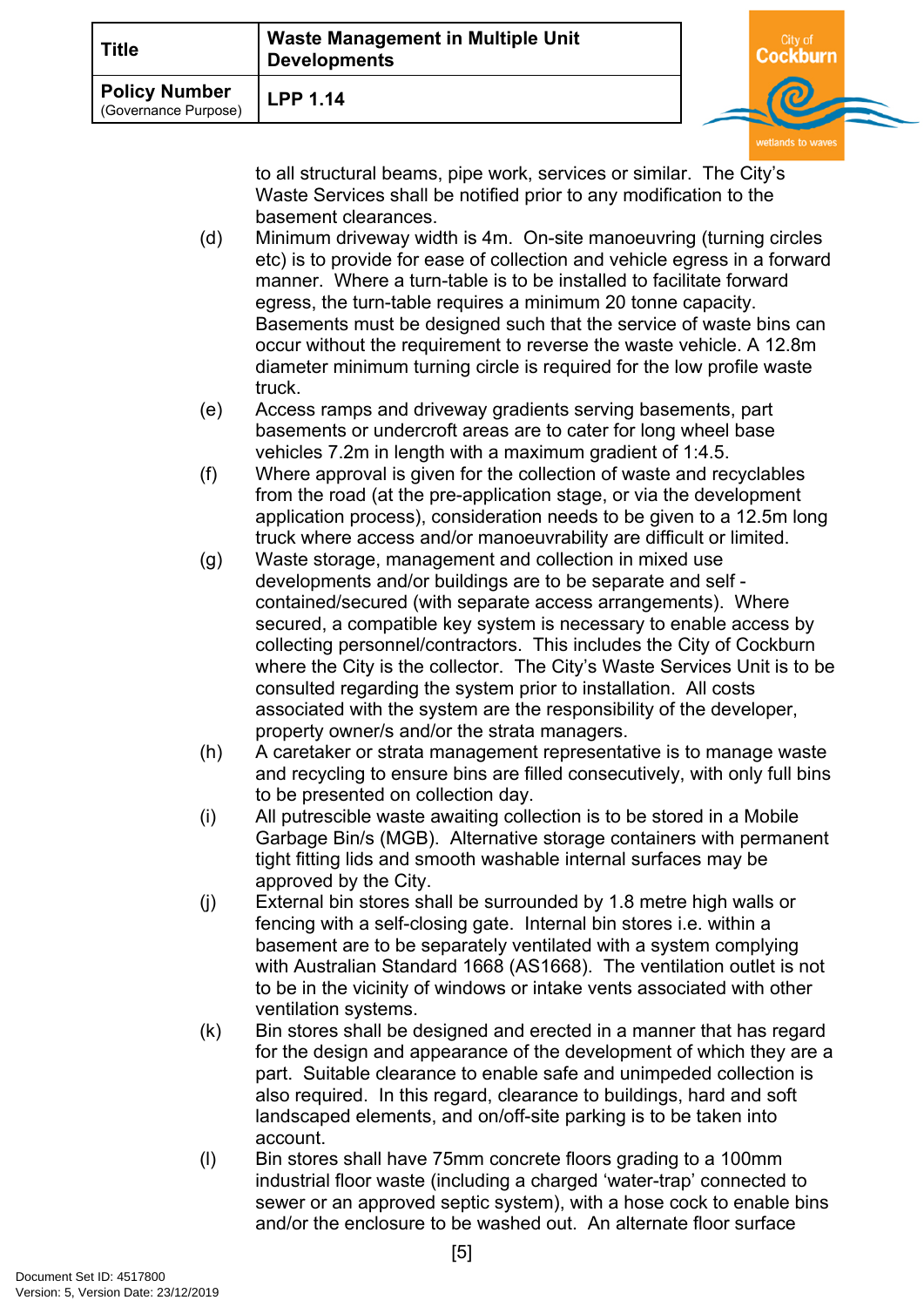to all structural beams, pipe work, services or similar. The City's Waste Services shall be notified prior to any modification to the basement clearances.

(d) Minimum driveway width is 4m. On-site manoeuvring (turning circles etc) is to provide for ease of collection and vehicle egress in a forward manner. Where a turn-table is to be installed to facilitate forward egress, the turn-table requires a minimum 20 tonne capacity. Basements must be designed such that the service of waste bins can occur without the requirement to reverse the waste vehicle. A 12.8m diameter minimum turning circle is required for the low profile waste truck.

(e) Access ramps and driveway gradients serving basements, part basements or undercroft areas are to cater for long wheel base vehicles 7.2m in length with a maximum gradient of 1:4.5.

(f) Where approval is given for the collection of waste and recyclables from the road (at the pre-application stage, or via the development application process), consideration needs to be given to a 12.5m long truck where access and/or manoeuvrability are difficult or limited.

(g) Waste storage, management and collection in mixed use developments and/or buildings are to be separate and self - contained/secured (with separate access arrangements). Where secured, a compatible key system is necessary to enable access by collecting personnel/contractors. This includes the City of Cockburn where the City is the collector. The City's Waste Services Unit is to be consulted regarding the system prior to installation. All costs associated with the system are the responsibility of the developer, property owner/s and/or the strata managers.

(h) A caretaker or strata management representative is to manage waste and recycling to ensure bins are filled consecutively, with only full bins to be presented on collection day.

(i) All putrescible waste awaiting collection is to be stored in a Mobile Garbage Bin/s (MGB). Alternative storage containers with permanent tight fitting lids and smooth washable internal surfaces may be approved by the City.

(j) External bin stores shall be surrounded by 1.8 metre high walls or fencing with a self-closing gate. Internal bin stores i.e. within a basement are to be separately ventilated with a system complying with Australian Standard 1668 (AS1668). The ventilation outlet is not to be in the vicinity of windows or intake vents associated with other ventilation systems.

(k) Bin stores shall be designed and erected in a manner that has regard for the design and appearance of the development of which they are a part. Suitable clearance to enable safe and unimpeded collection is also required. In this regard, clearance to buildings, hard and soft landscaped elements, and on/off-site parking is to be taken into account.

(l) Bin stores shall have 75mm concrete floors grading to a 100mm industrial floor waste (including a charged 'water-trap' connected to sewer or an approved septic system), with a hose cock to enable bins and/or the enclosure to be washed out. An alternate floor surface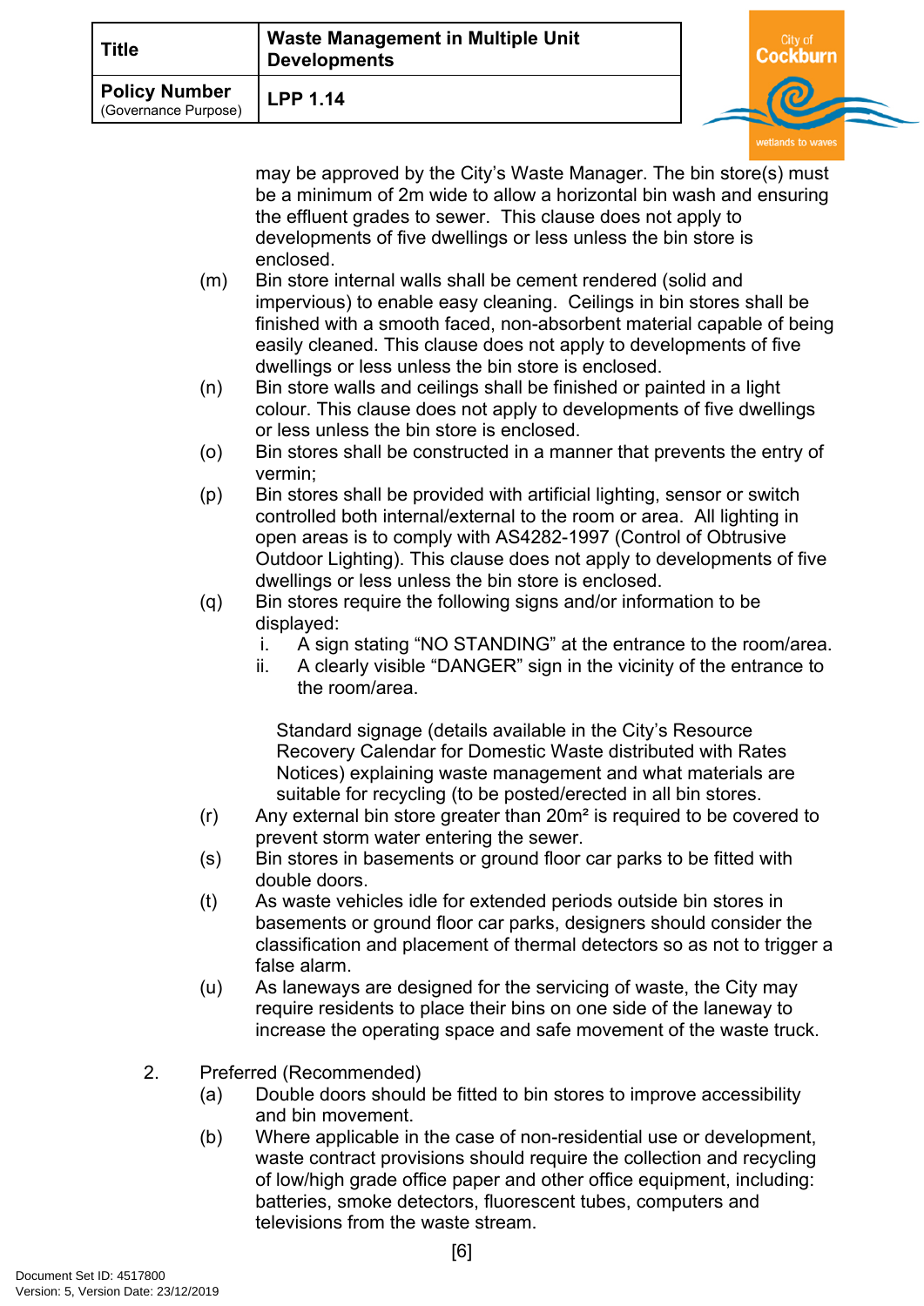may be approved by the City's Waste Manager. The bin store(s) must be a minimum of 2m wide to allow a horizontal bin wash and ensuring the effluent grades to sewer. This clause does not apply to developments of five dwellings or less unless the bin store is enclosed.

(m) Bin store internal walls shall be cement rendered (solid and impervious) to enable easy cleaning. Ceilings in bin stores shall be finished with a smooth faced, non-absorbent material capable of being easily cleaned. This clause does not apply to developments of five dwellings or less unless the bin store is enclosed.

(n) Bin store walls and ceilings shall be finished or painted in a light colour. This clause does not apply to developments of five dwellings or less unless the bin store is enclosed.

(o) Bin stores shall be constructed in a manner that prevents the entry of vermin;

(p) Bin stores shall be provided with artificial lighting, sensor or switch controlled both internal/external to the room or area. All lighting in open areas is to comply with AS4282-1997 (Control of Obtrusive Outdoor Lighting). This clause does not apply to developments of five dwellings or less unless the bin store is enclosed.

(q) Bin stores require the following signs and/or information to be displayed:

   i. A sign stating "NO STANDING" at the entrance to the room/area.
   ii. A clearly visible "DANGER" sign in the vicinity of the entrance to the room/area.

   Standard signage (details available in the City's Resource Recovery Calendar for Domestic Waste distributed with Rates Notices) explaining waste management and what materials are suitable for recycling (to be posted/erected in all bin stores.

(r) Any external bin store greater than 20m² is required to be covered to prevent storm water entering the sewer.

(s) Bin stores in basements or ground floor car parks to be fitted with double doors.

(t) As waste vehicles idle for extended periods outside bin stores in basements or ground floor car parks, designers should consider the classification and placement of thermal detectors so as not to trigger a false alarm.

(u) As laneways are designed for the servicing of waste, the City may require residents to place their bins on one side of the laneway to increase the operating space and safe movement of the waste truck.

2. Preferred (Recommended)

(a) Double doors should be fitted to bin stores to improve accessibility and bin movement.

(b) Where applicable in the case of non-residential use or development, waste contract provisions should require the collection and recycling of low/high grade office paper and other office equipment, including: batteries, smoke detectors, fluorescent tubes, computers and televisions from the waste stream.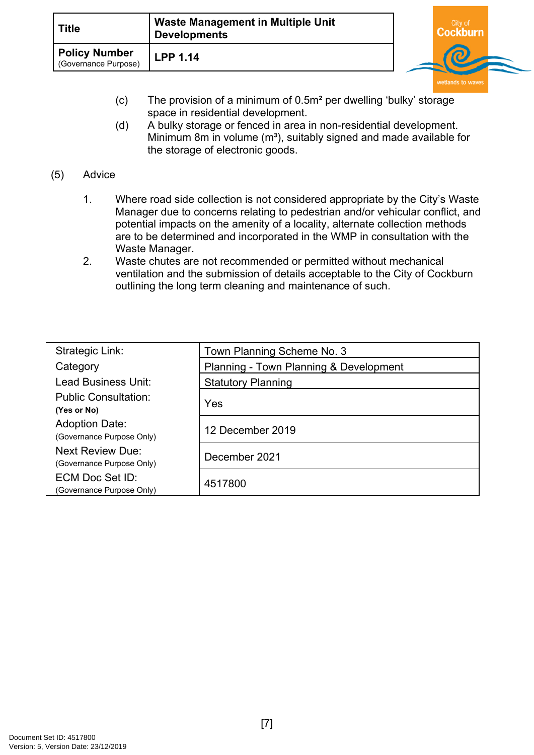(c) The provision of a minimum of $0.5m^2$ per dwelling 'bulky' storage space in residential development.

(d) A bulky storage or fenced in area in non-residential development. Minimum 8m in volume ($m^3$), suitably signed and made available for the storage of electronic goods.

(5) Advice

1. Where road side collection is not considered appropriate by the City's Waste Manager due to concerns relating to pedestrian and/or vehicular conflict, and potential impacts on the amenity of a locality, alternate collection methods are to be determined and incorporated in the WMP in consultation with the Waste Manager.
2. Waste chutes are not recommended or permitted without mechanical ventilation and the submission of details acceptable to the City of Cockburn outlining the long term cleaning and maintenance of such.

| | |
|---|---|
| Strategic Link: | Town Planning Scheme No. 3 |
| Category | Planning - Town Planning & Development |
| Lead Business Unit: | Statutory Planning |
| Public Consultation: **(Yes or No)** | Yes |
| Adoption Date: (Governance Purpose Only) | 12 December 2019 |
| Next Review Due: (Governance Purpose Only) | December 2021 |
| ECM Doc Set ID: (Governance Purpose Only) | 4517800 |